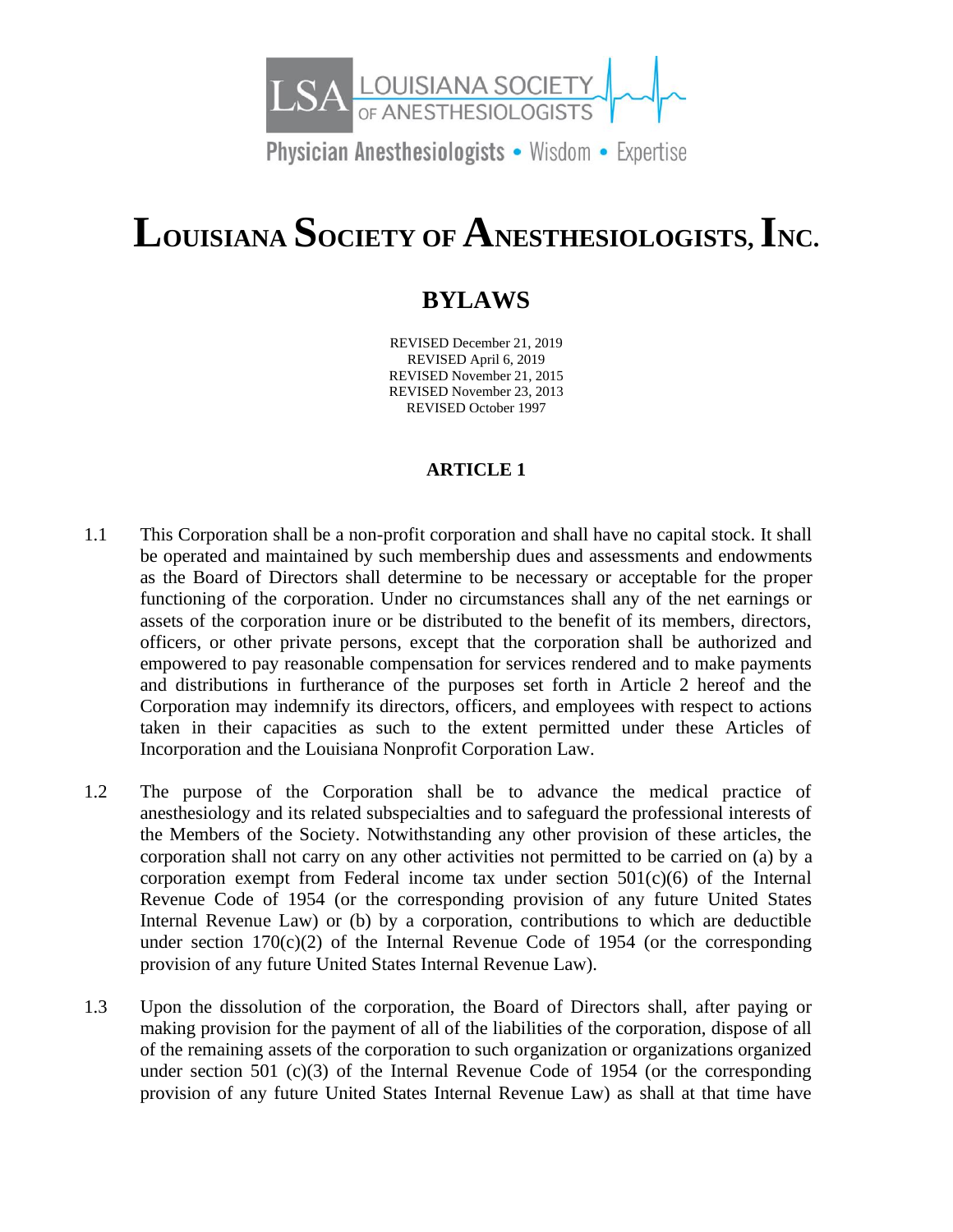LSA LOUISIANA SOCIETY OF ANESTHESIOLOGISTS

Physician Anesthesiologists • Wisdom • Expertise

# Louisiana Society of Anesthesiologists, Inc.

## BYLAWS

REVISED December 21, 2019
REVISED April 6, 2019
REVISED November 21, 2015
REVISED November 23, 2013
REVISED October 1997

### ARTICLE 1

1.1 This Corporation shall be a non-profit corporation and shall have no capital stock. It shall be operated and maintained by such membership dues and assessments and endowments as the Board of Directors shall determine to be necessary or acceptable for the proper functioning of the corporation. Under no circumstances shall any of the net earnings or assets of the corporation inure or be distributed to the benefit of its members, directors, officers, or other private persons, except that the corporation shall be authorized and empowered to pay reasonable compensation for services rendered and to make payments and distributions in furtherance of the purposes set forth in Article 2 hereof and the Corporation may indemnify its directors, officers, and employees with respect to actions taken in their capacities as such to the extent permitted under these Articles of Incorporation and the Louisiana Nonprofit Corporation Law.

1.2 The purpose of the Corporation shall be to advance the medical practice of anesthesiology and its related subspecialties and to safeguard the professional interests of the Members of the Society. Notwithstanding any other provision of these articles, the corporation shall not carry on any other activities not permitted to be carried on (a) by a corporation exempt from Federal income tax under section 501(c)(6) of the Internal Revenue Code of 1954 (or the corresponding provision of any future United States Internal Revenue Law) or (b) by a corporation, contributions to which are deductible under section 170(c)(2) of the Internal Revenue Code of 1954 (or the corresponding provision of any future United States Internal Revenue Law).

1.3 Upon the dissolution of the corporation, the Board of Directors shall, after paying or making provision for the payment of all of the liabilities of the corporation, dispose of all of the remaining assets of the corporation to such organization or organizations organized under section 501 (c)(3) of the Internal Revenue Code of 1954 (or the corresponding provision of any future United States Internal Revenue Law) as shall at that time have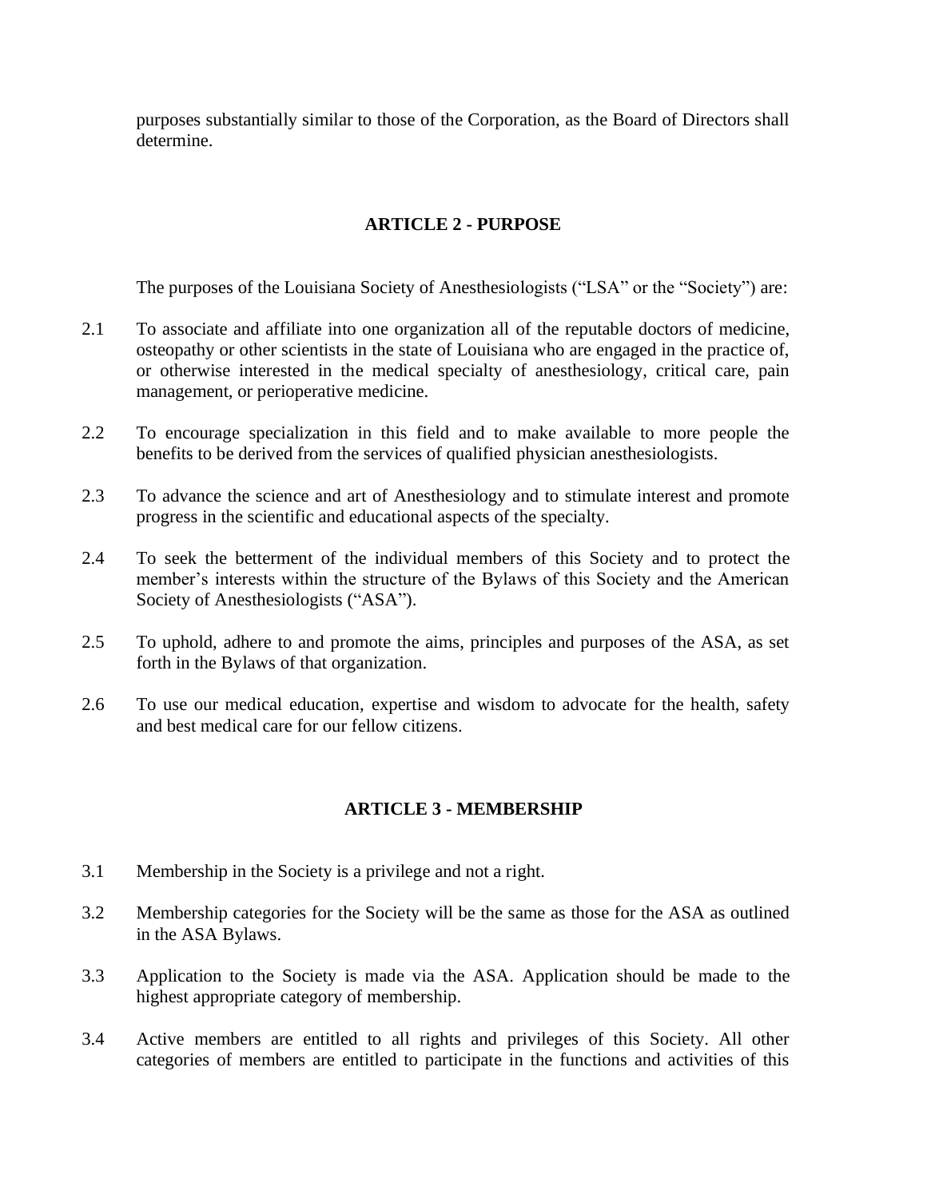purposes substantially similar to those of the Corporation, as the Board of Directors shall determine.

## ARTICLE 2 - PURPOSE

The purposes of the Louisiana Society of Anesthesiologists ("LSA" or the "Society") are:

2.1 To associate and affiliate into one organization all of the reputable doctors of medicine, osteopathy or other scientists in the state of Louisiana who are engaged in the practice of, or otherwise interested in the medical specialty of anesthesiology, critical care, pain management, or perioperative medicine.

2.2 To encourage specialization in this field and to make available to more people the benefits to be derived from the services of qualified physician anesthesiologists.

2.3 To advance the science and art of Anesthesiology and to stimulate interest and promote progress in the scientific and educational aspects of the specialty.

2.4 To seek the betterment of the individual members of this Society and to protect the member's interests within the structure of the Bylaws of this Society and the American Society of Anesthesiologists ("ASA").

2.5 To uphold, adhere to and promote the aims, principles and purposes of the ASA, as set forth in the Bylaws of that organization.

2.6 To use our medical education, expertise and wisdom to advocate for the health, safety and best medical care for our fellow citizens.

## ARTICLE 3 - MEMBERSHIP

3.1 Membership in the Society is a privilege and not a right.

3.2 Membership categories for the Society will be the same as those for the ASA as outlined in the ASA Bylaws.

3.3 Application to the Society is made via the ASA. Application should be made to the highest appropriate category of membership.

3.4 Active members are entitled to all rights and privileges of this Society. All other categories of members are entitled to participate in the functions and activities of this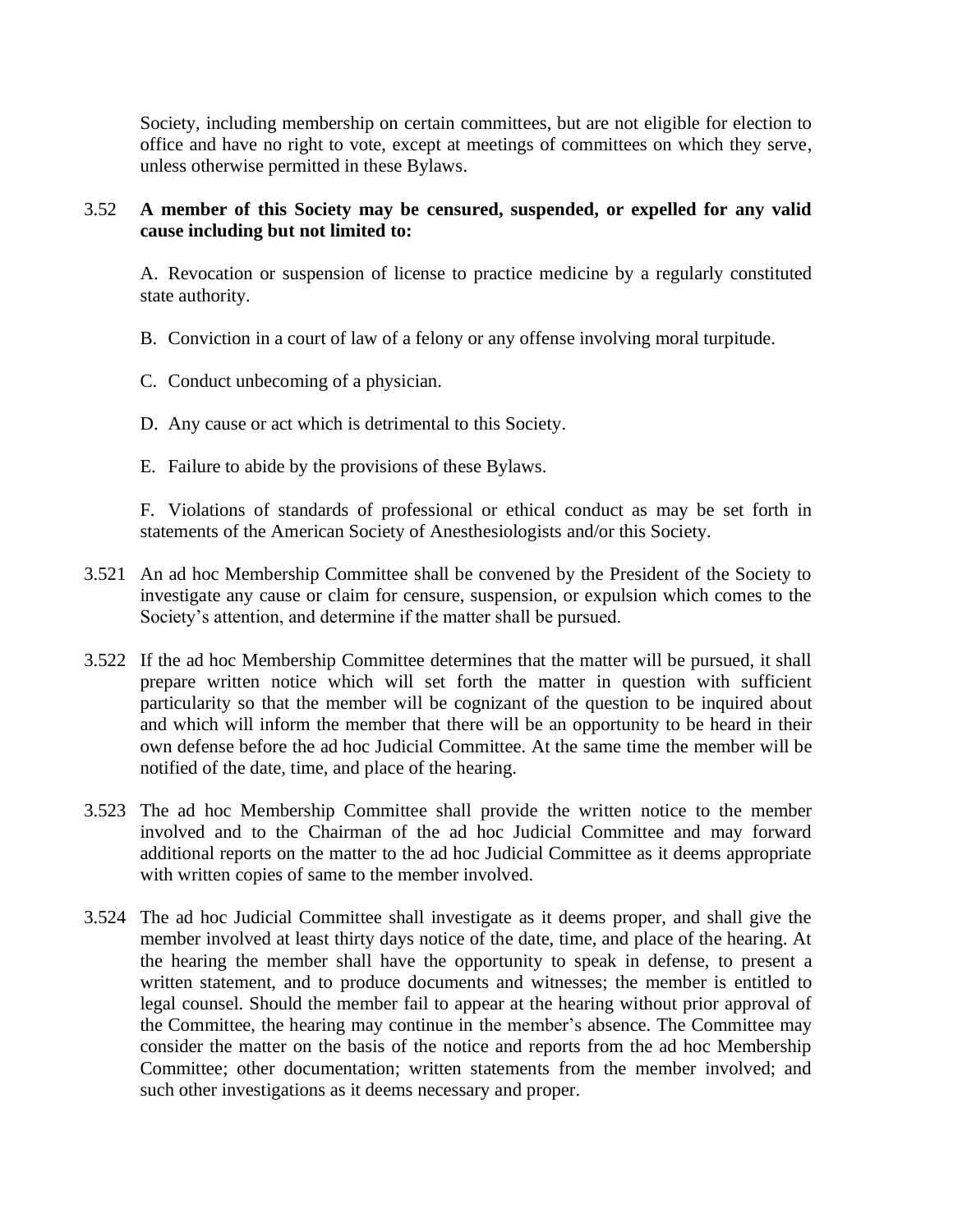Society, including membership on certain committees, but are not eligible for election to office and have no right to vote, except at meetings of committees on which they serve, unless otherwise permitted in these Bylaws.

3.52 **A member of this Society may be censured, suspended, or expelled for any valid cause including but not limited to:**

A. Revocation or suspension of license to practice medicine by a regularly constituted state authority.

B. Conviction in a court of law of a felony or any offense involving moral turpitude.

C. Conduct unbecoming of a physician.

D. Any cause or act which is detrimental to this Society.

E. Failure to abide by the provisions of these Bylaws.

F. Violations of standards of professional or ethical conduct as may be set forth in statements of the American Society of Anesthesiologists and/or this Society.

3.521 An ad hoc Membership Committee shall be convened by the President of the Society to investigate any cause or claim for censure, suspension, or expulsion which comes to the Society's attention, and determine if the matter shall be pursued.

3.522 If the ad hoc Membership Committee determines that the matter will be pursued, it shall prepare written notice which will set forth the matter in question with sufficient particularity so that the member will be cognizant of the question to be inquired about and which will inform the member that there will be an opportunity to be heard in their own defense before the ad hoc Judicial Committee. At the same time the member will be notified of the date, time, and place of the hearing.

3.523 The ad hoc Membership Committee shall provide the written notice to the member involved and to the Chairman of the ad hoc Judicial Committee and may forward additional reports on the matter to the ad hoc Judicial Committee as it deems appropriate with written copies of same to the member involved.

3.524 The ad hoc Judicial Committee shall investigate as it deems proper, and shall give the member involved at least thirty days notice of the date, time, and place of the hearing. At the hearing the member shall have the opportunity to speak in defense, to present a written statement, and to produce documents and witnesses; the member is entitled to legal counsel. Should the member fail to appear at the hearing without prior approval of the Committee, the hearing may continue in the member's absence. The Committee may consider the matter on the basis of the notice and reports from the ad hoc Membership Committee; other documentation; written statements from the member involved; and such other investigations as it deems necessary and proper.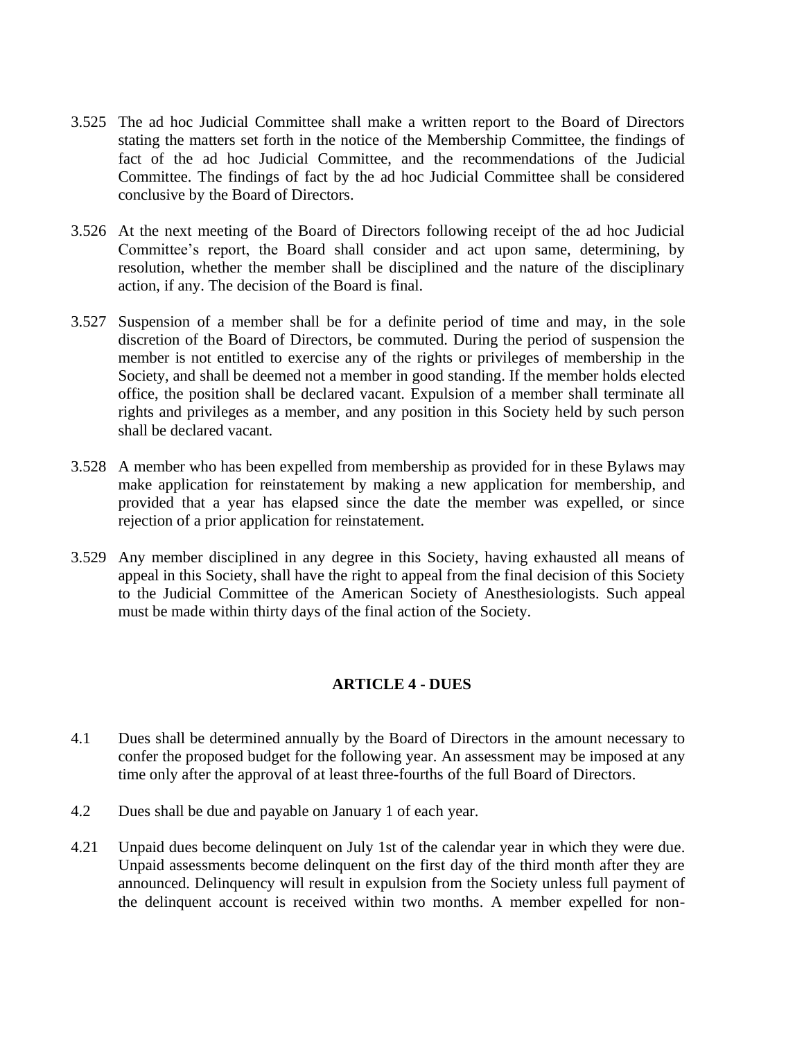3.525 The ad hoc Judicial Committee shall make a written report to the Board of Directors stating the matters set forth in the notice of the Membership Committee, the findings of fact of the ad hoc Judicial Committee, and the recommendations of the Judicial Committee. The findings of fact by the ad hoc Judicial Committee shall be considered conclusive by the Board of Directors.

3.526 At the next meeting of the Board of Directors following receipt of the ad hoc Judicial Committee's report, the Board shall consider and act upon same, determining, by resolution, whether the member shall be disciplined and the nature of the disciplinary action, if any. The decision of the Board is final.

3.527 Suspension of a member shall be for a definite period of time and may, in the sole discretion of the Board of Directors, be commuted. During the period of suspension the member is not entitled to exercise any of the rights or privileges of membership in the Society, and shall be deemed not a member in good standing. If the member holds elected office, the position shall be declared vacant. Expulsion of a member shall terminate all rights and privileges as a member, and any position in this Society held by such person shall be declared vacant.

3.528 A member who has been expelled from membership as provided for in these Bylaws may make application for reinstatement by making a new application for membership, and provided that a year has elapsed since the date the member was expelled, or since rejection of a prior application for reinstatement.

3.529 Any member disciplined in any degree in this Society, having exhausted all means of appeal in this Society, shall have the right to appeal from the final decision of this Society to the Judicial Committee of the American Society of Anesthesiologists. Such appeal must be made within thirty days of the final action of the Society.

## ARTICLE 4 - DUES

4.1 Dues shall be determined annually by the Board of Directors in the amount necessary to confer the proposed budget for the following year. An assessment may be imposed at any time only after the approval of at least three-fourths of the full Board of Directors.

4.2 Dues shall be due and payable on January 1 of each year.

4.21 Unpaid dues become delinquent on July 1st of the calendar year in which they were due. Unpaid assessments become delinquent on the first day of the third month after they are announced. Delinquency will result in expulsion from the Society unless full payment of the delinquent account is received within two months. A member expelled for non-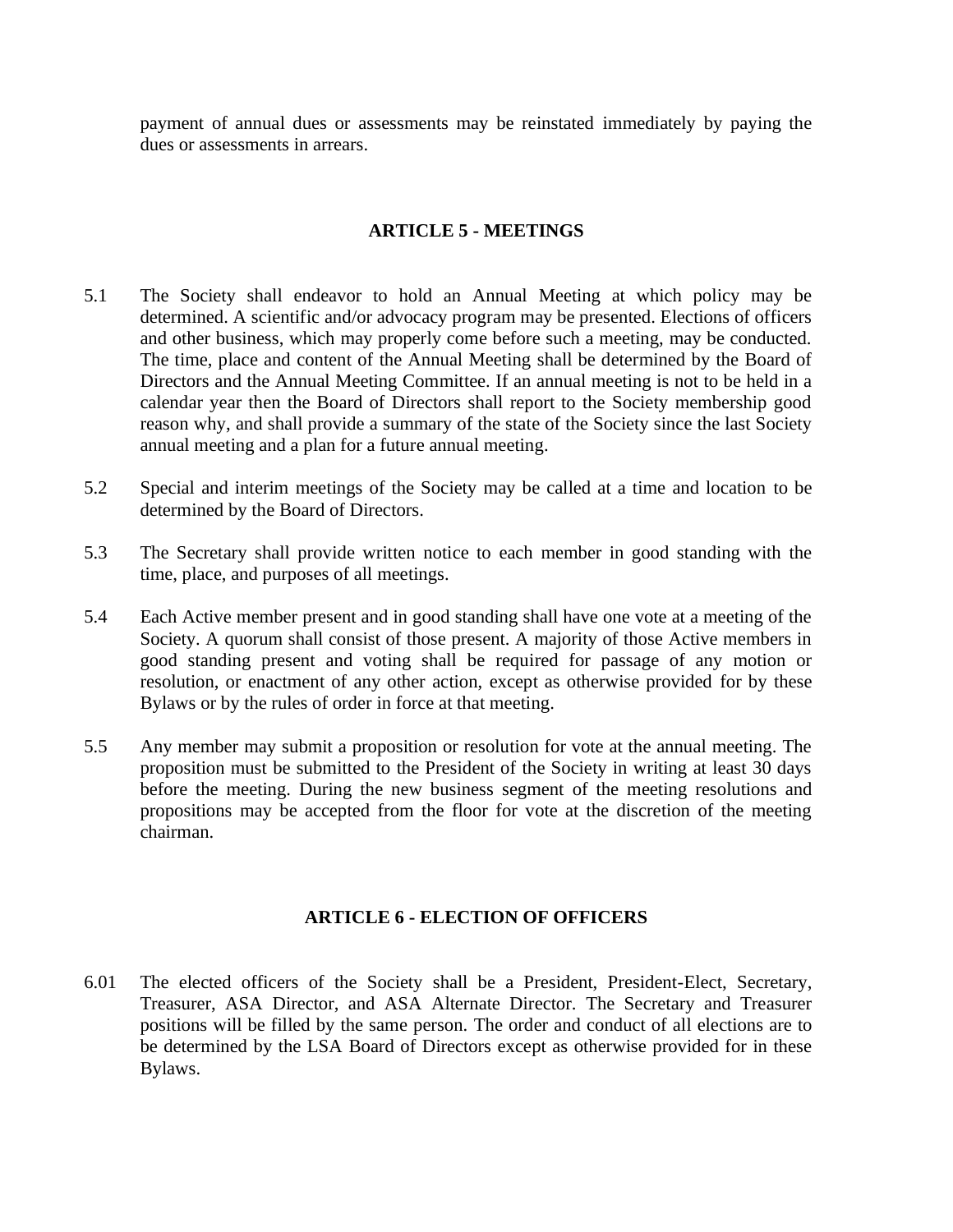payment of annual dues or assessments may be reinstated immediately by paying the dues or assessments in arrears.

## ARTICLE 5 - MEETINGS

5.1 The Society shall endeavor to hold an Annual Meeting at which policy may be determined. A scientific and/or advocacy program may be presented. Elections of officers and other business, which may properly come before such a meeting, may be conducted. The time, place and content of the Annual Meeting shall be determined by the Board of Directors and the Annual Meeting Committee. If an annual meeting is not to be held in a calendar year then the Board of Directors shall report to the Society membership good reason why, and shall provide a summary of the state of the Society since the last Society annual meeting and a plan for a future annual meeting.

5.2 Special and interim meetings of the Society may be called at a time and location to be determined by the Board of Directors.

5.3 The Secretary shall provide written notice to each member in good standing with the time, place, and purposes of all meetings.

5.4 Each Active member present and in good standing shall have one vote at a meeting of the Society. A quorum shall consist of those present. A majority of those Active members in good standing present and voting shall be required for passage of any motion or resolution, or enactment of any other action, except as otherwise provided for by these Bylaws or by the rules of order in force at that meeting.

5.5 Any member may submit a proposition or resolution for vote at the annual meeting. The proposition must be submitted to the President of the Society in writing at least 30 days before the meeting. During the new business segment of the meeting resolutions and propositions may be accepted from the floor for vote at the discretion of the meeting chairman.

## ARTICLE 6 - ELECTION OF OFFICERS

6.01 The elected officers of the Society shall be a President, President-Elect, Secretary, Treasurer, ASA Director, and ASA Alternate Director. The Secretary and Treasurer positions will be filled by the same person. The order and conduct of all elections are to be determined by the LSA Board of Directors except as otherwise provided for in these Bylaws.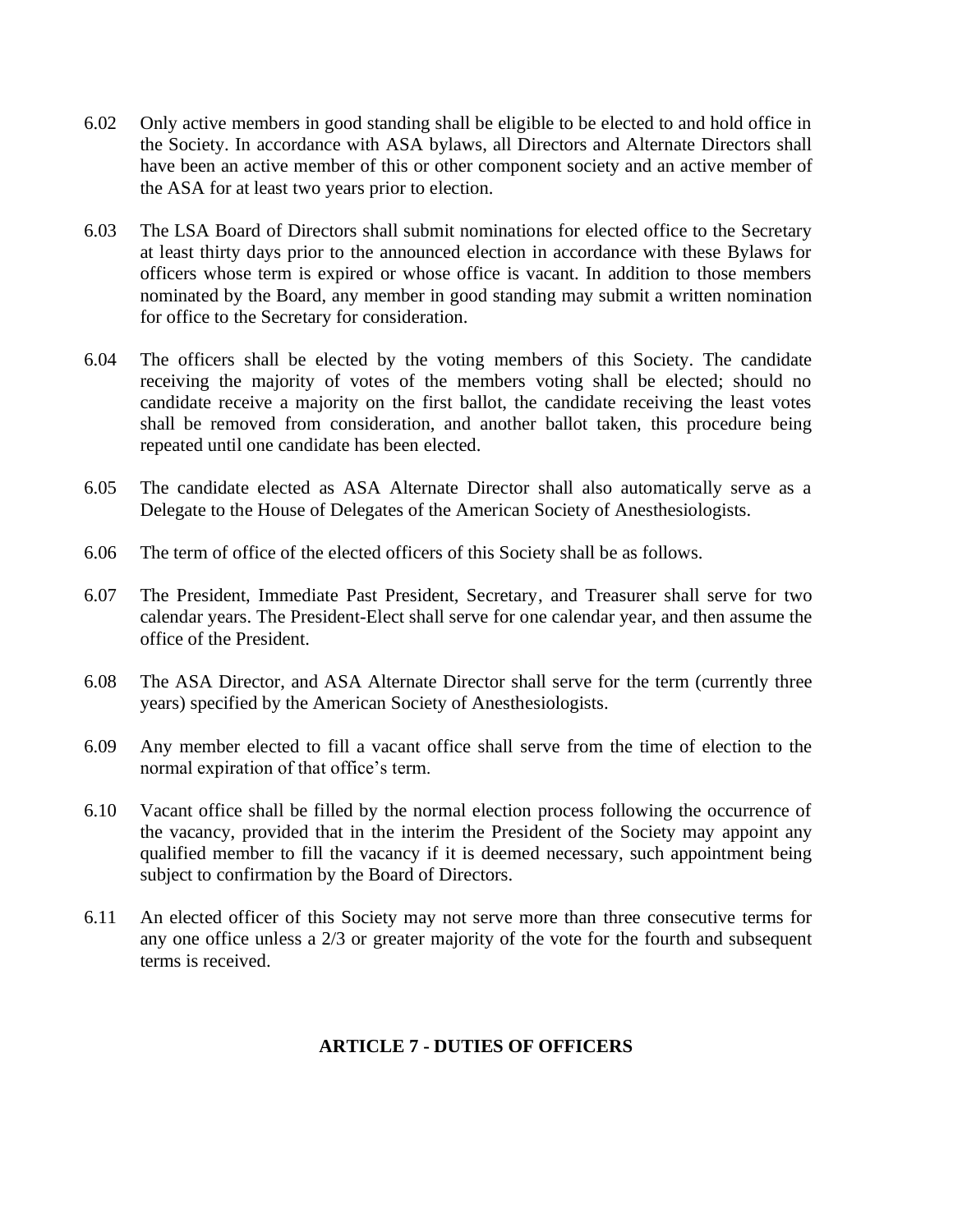6.02 Only active members in good standing shall be eligible to be elected to and hold office in the Society. In accordance with ASA bylaws, all Directors and Alternate Directors shall have been an active member of this or other component society and an active member of the ASA for at least two years prior to election.

6.03 The LSA Board of Directors shall submit nominations for elected office to the Secretary at least thirty days prior to the announced election in accordance with these Bylaws for officers whose term is expired or whose office is vacant. In addition to those members nominated by the Board, any member in good standing may submit a written nomination for office to the Secretary for consideration.

6.04 The officers shall be elected by the voting members of this Society. The candidate receiving the majority of votes of the members voting shall be elected; should no candidate receive a majority on the first ballot, the candidate receiving the least votes shall be removed from consideration, and another ballot taken, this procedure being repeated until one candidate has been elected.

6.05 The candidate elected as ASA Alternate Director shall also automatically serve as a Delegate to the House of Delegates of the American Society of Anesthesiologists.

6.06 The term of office of the elected officers of this Society shall be as follows.

6.07 The President, Immediate Past President, Secretary, and Treasurer shall serve for two calendar years. The President-Elect shall serve for one calendar year, and then assume the office of the President.

6.08 The ASA Director, and ASA Alternate Director shall serve for the term (currently three years) specified by the American Society of Anesthesiologists.

6.09 Any member elected to fill a vacant office shall serve from the time of election to the normal expiration of that office's term.

6.10 Vacant office shall be filled by the normal election process following the occurrence of the vacancy, provided that in the interim the President of the Society may appoint any qualified member to fill the vacancy if it is deemed necessary, such appointment being subject to confirmation by the Board of Directors.

6.11 An elected officer of this Society may not serve more than three consecutive terms for any one office unless a 2/3 or greater majority of the vote for the fourth and subsequent terms is received.

## ARTICLE 7 - DUTIES OF OFFICERS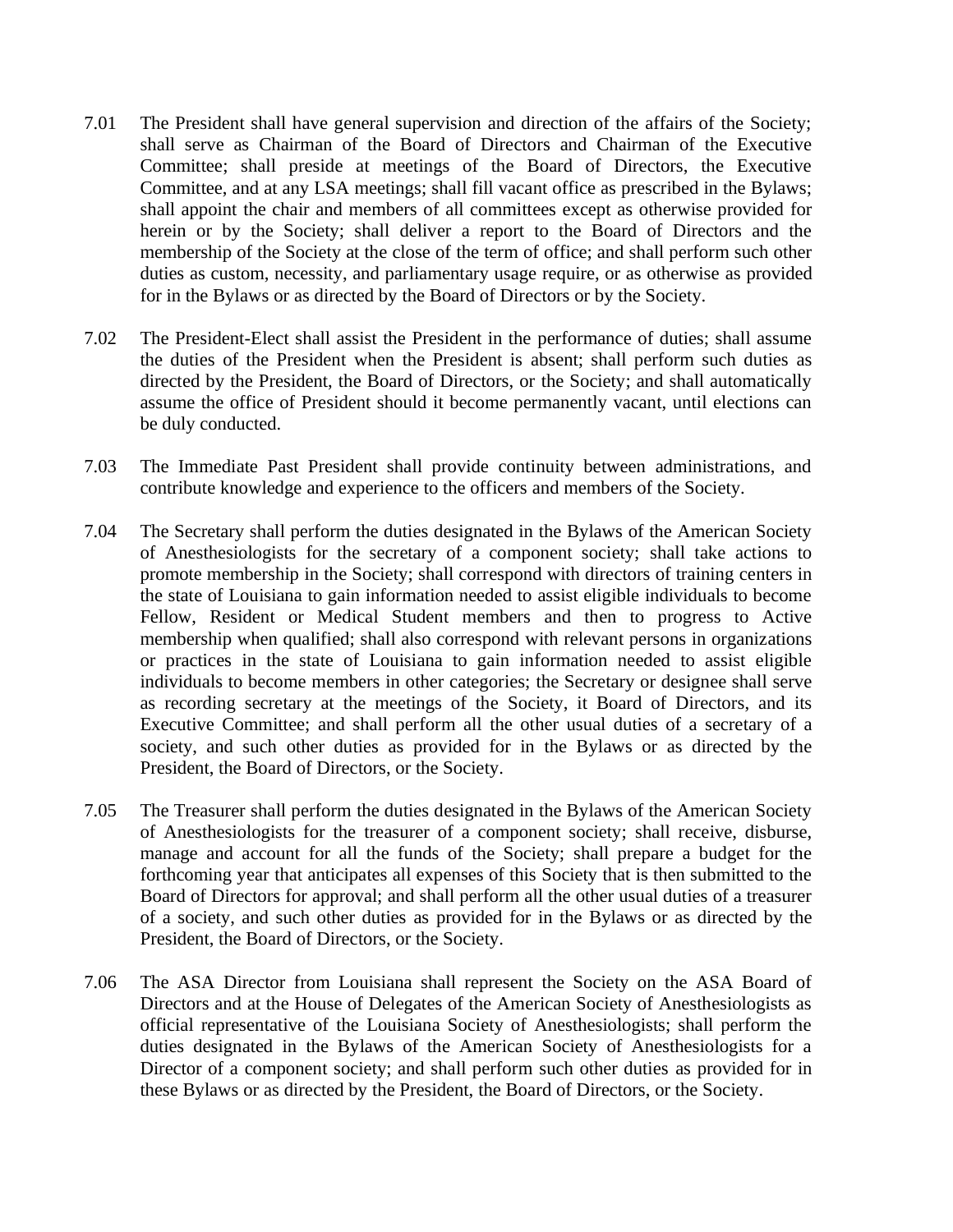7.01 The President shall have general supervision and direction of the affairs of the Society; shall serve as Chairman of the Board of Directors and Chairman of the Executive Committee; shall preside at meetings of the Board of Directors, the Executive Committee, and at any LSA meetings; shall fill vacant office as prescribed in the Bylaws; shall appoint the chair and members of all committees except as otherwise provided for herein or by the Society; shall deliver a report to the Board of Directors and the membership of the Society at the close of the term of office; and shall perform such other duties as custom, necessity, and parliamentary usage require, or as otherwise as provided for in the Bylaws or as directed by the Board of Directors or by the Society.

7.02 The President-Elect shall assist the President in the performance of duties; shall assume the duties of the President when the President is absent; shall perform such duties as directed by the President, the Board of Directors, or the Society; and shall automatically assume the office of President should it become permanently vacant, until elections can be duly conducted.

7.03 The Immediate Past President shall provide continuity between administrations, and contribute knowledge and experience to the officers and members of the Society.

7.04 The Secretary shall perform the duties designated in the Bylaws of the American Society of Anesthesiologists for the secretary of a component society; shall take actions to promote membership in the Society; shall correspond with directors of training centers in the state of Louisiana to gain information needed to assist eligible individuals to become Fellow, Resident or Medical Student members and then to progress to Active membership when qualified; shall also correspond with relevant persons in organizations or practices in the state of Louisiana to gain information needed to assist eligible individuals to become members in other categories; the Secretary or designee shall serve as recording secretary at the meetings of the Society, it Board of Directors, and its Executive Committee; and shall perform all the other usual duties of a secretary of a society, and such other duties as provided for in the Bylaws or as directed by the President, the Board of Directors, or the Society.

7.05 The Treasurer shall perform the duties designated in the Bylaws of the American Society of Anesthesiologists for the treasurer of a component society; shall receive, disburse, manage and account for all the funds of the Society; shall prepare a budget for the forthcoming year that anticipates all expenses of this Society that is then submitted to the Board of Directors for approval; and shall perform all the other usual duties of a treasurer of a society, and such other duties as provided for in the Bylaws or as directed by the President, the Board of Directors, or the Society.

7.06 The ASA Director from Louisiana shall represent the Society on the ASA Board of Directors and at the House of Delegates of the American Society of Anesthesiologists as official representative of the Louisiana Society of Anesthesiologists; shall perform the duties designated in the Bylaws of the American Society of Anesthesiologists for a Director of a component society; and shall perform such other duties as provided for in these Bylaws or as directed by the President, the Board of Directors, or the Society.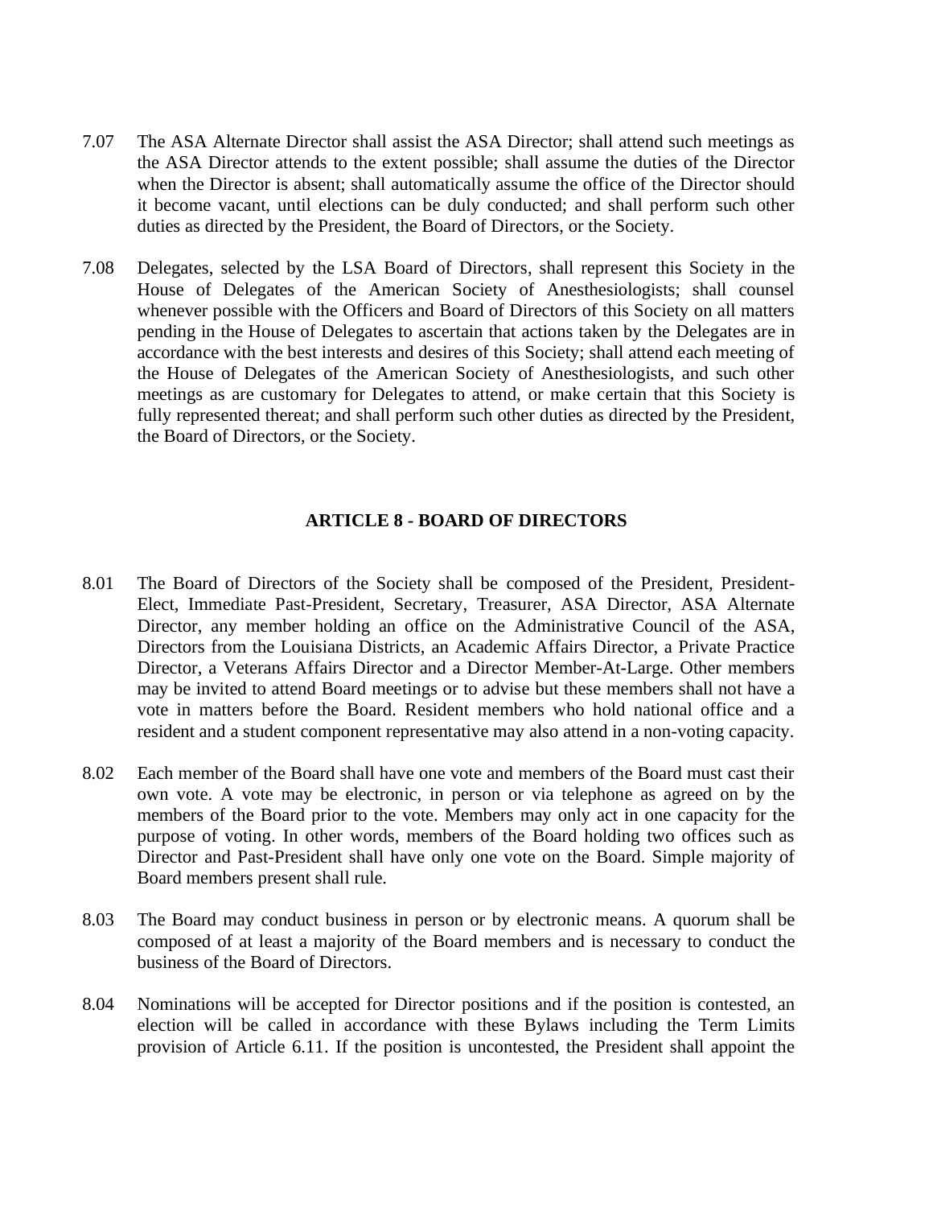7.07 The ASA Alternate Director shall assist the ASA Director; shall attend such meetings as the ASA Director attends to the extent possible; shall assume the duties of the Director when the Director is absent; shall automatically assume the office of the Director should it become vacant, until elections can be duly conducted; and shall perform such other duties as directed by the President, the Board of Directors, or the Society.

7.08 Delegates, selected by the LSA Board of Directors, shall represent this Society in the House of Delegates of the American Society of Anesthesiologists; shall counsel whenever possible with the Officers and Board of Directors of this Society on all matters pending in the House of Delegates to ascertain that actions taken by the Delegates are in accordance with the best interests and desires of this Society; shall attend each meeting of the House of Delegates of the American Society of Anesthesiologists, and such other meetings as are customary for Delegates to attend, or make certain that this Society is fully represented thereat; and shall perform such other duties as directed by the President, the Board of Directors, or the Society.

## ARTICLE 8 - BOARD OF DIRECTORS

8.01 The Board of Directors of the Society shall be composed of the President, President-Elect, Immediate Past-President, Secretary, Treasurer, ASA Director, ASA Alternate Director, any member holding an office on the Administrative Council of the ASA, Directors from the Louisiana Districts, an Academic Affairs Director, a Private Practice Director, a Veterans Affairs Director and a Director Member-At-Large. Other members may be invited to attend Board meetings or to advise but these members shall not have a vote in matters before the Board. Resident members who hold national office and a resident and a student component representative may also attend in a non-voting capacity.

8.02 Each member of the Board shall have one vote and members of the Board must cast their own vote. A vote may be electronic, in person or via telephone as agreed on by the members of the Board prior to the vote. Members may only act in one capacity for the purpose of voting. In other words, members of the Board holding two offices such as Director and Past-President shall have only one vote on the Board. Simple majority of Board members present shall rule.

8.03 The Board may conduct business in person or by electronic means. A quorum shall be composed of at least a majority of the Board members and is necessary to conduct the business of the Board of Directors.

8.04 Nominations will be accepted for Director positions and if the position is contested, an election will be called in accordance with these Bylaws including the Term Limits provision of Article 6.11. If the position is uncontested, the President shall appoint the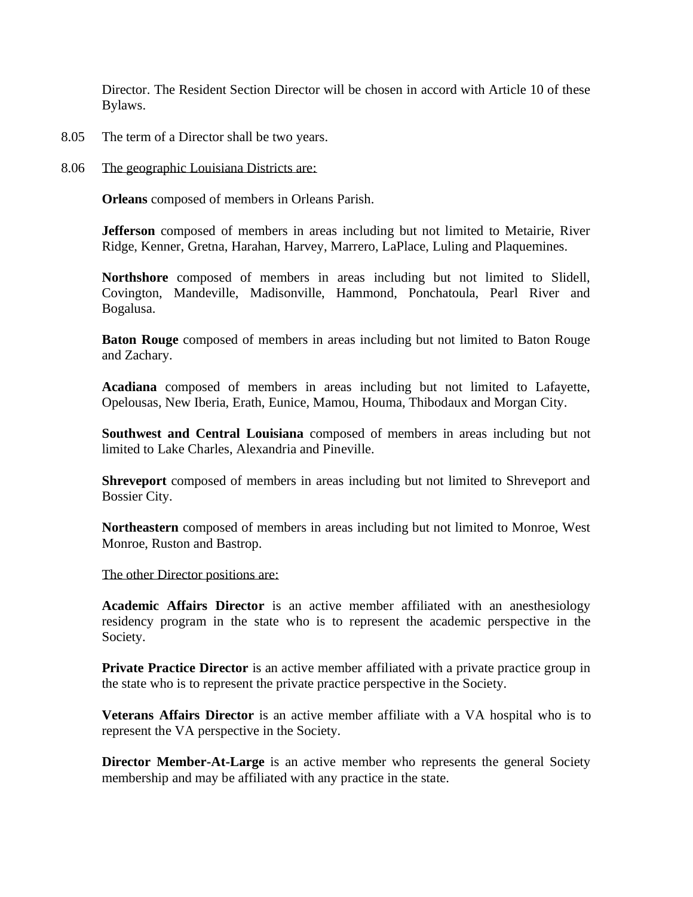Director. The Resident Section Director will be chosen in accord with Article 10 of these Bylaws.

8.05 The term of a Director shall be two years.

8.06 <u>The geographic Louisiana Districts are:</u>

**Orleans** composed of members in Orleans Parish.

**Jefferson** composed of members in areas including but not limited to Metairie, River Ridge, Kenner, Gretna, Harahan, Harvey, Marrero, LaPlace, Luling and Plaquemines.

**Northshore** composed of members in areas including but not limited to Slidell, Covington, Mandeville, Madisonville, Hammond, Ponchatoula, Pearl River and Bogalusa.

**Baton Rouge** composed of members in areas including but not limited to Baton Rouge and Zachary.

**Acadiana** composed of members in areas including but not limited to Lafayette, Opelousas, New Iberia, Erath, Eunice, Mamou, Houma, Thibodaux and Morgan City.

**Southwest and Central Louisiana** composed of members in areas including but not limited to Lake Charles, Alexandria and Pineville.

**Shreveport** composed of members in areas including but not limited to Shreveport and Bossier City.

**Northeastern** composed of members in areas including but not limited to Monroe, West Monroe, Ruston and Bastrop.

<u>The other Director positions are:</u>

**Academic Affairs Director** is an active member affiliated with an anesthesiology residency program in the state who is to represent the academic perspective in the Society.

**Private Practice Director** is an active member affiliated with a private practice group in the state who is to represent the private practice perspective in the Society.

**Veterans Affairs Director** is an active member affiliate with a VA hospital who is to represent the VA perspective in the Society.

**Director Member-At-Large** is an active member who represents the general Society membership and may be affiliated with any practice in the state.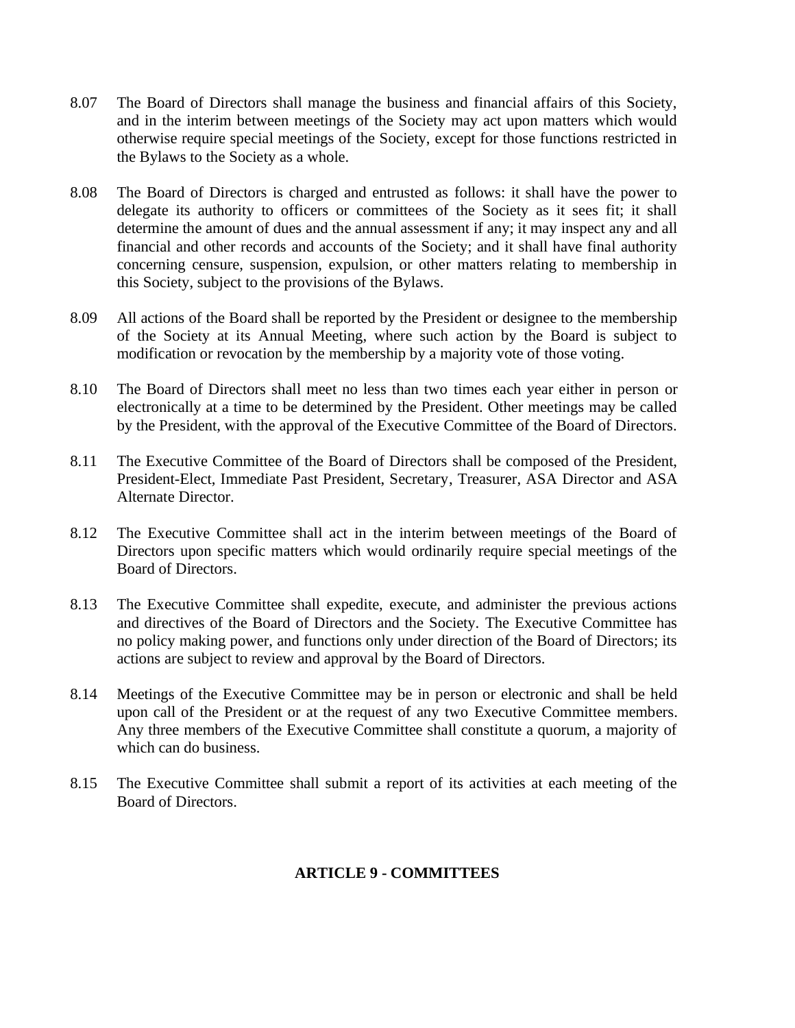8.07 The Board of Directors shall manage the business and financial affairs of this Society, and in the interim between meetings of the Society may act upon matters which would otherwise require special meetings of the Society, except for those functions restricted in the Bylaws to the Society as a whole.

8.08 The Board of Directors is charged and entrusted as follows: it shall have the power to delegate its authority to officers or committees of the Society as it sees fit; it shall determine the amount of dues and the annual assessment if any; it may inspect any and all financial and other records and accounts of the Society; and it shall have final authority concerning censure, suspension, expulsion, or other matters relating to membership in this Society, subject to the provisions of the Bylaws.

8.09 All actions of the Board shall be reported by the President or designee to the membership of the Society at its Annual Meeting, where such action by the Board is subject to modification or revocation by the membership by a majority vote of those voting.

8.10 The Board of Directors shall meet no less than two times each year either in person or electronically at a time to be determined by the President. Other meetings may be called by the President, with the approval of the Executive Committee of the Board of Directors.

8.11 The Executive Committee of the Board of Directors shall be composed of the President, President-Elect, Immediate Past President, Secretary, Treasurer, ASA Director and ASA Alternate Director.

8.12 The Executive Committee shall act in the interim between meetings of the Board of Directors upon specific matters which would ordinarily require special meetings of the Board of Directors.

8.13 The Executive Committee shall expedite, execute, and administer the previous actions and directives of the Board of Directors and the Society. The Executive Committee has no policy making power, and functions only under direction of the Board of Directors; its actions are subject to review and approval by the Board of Directors.

8.14 Meetings of the Executive Committee may be in person or electronic and shall be held upon call of the President or at the request of any two Executive Committee members. Any three members of the Executive Committee shall constitute a quorum, a majority of which can do business.

8.15 The Executive Committee shall submit a report of its activities at each meeting of the Board of Directors.

## ARTICLE 9 - COMMITTEES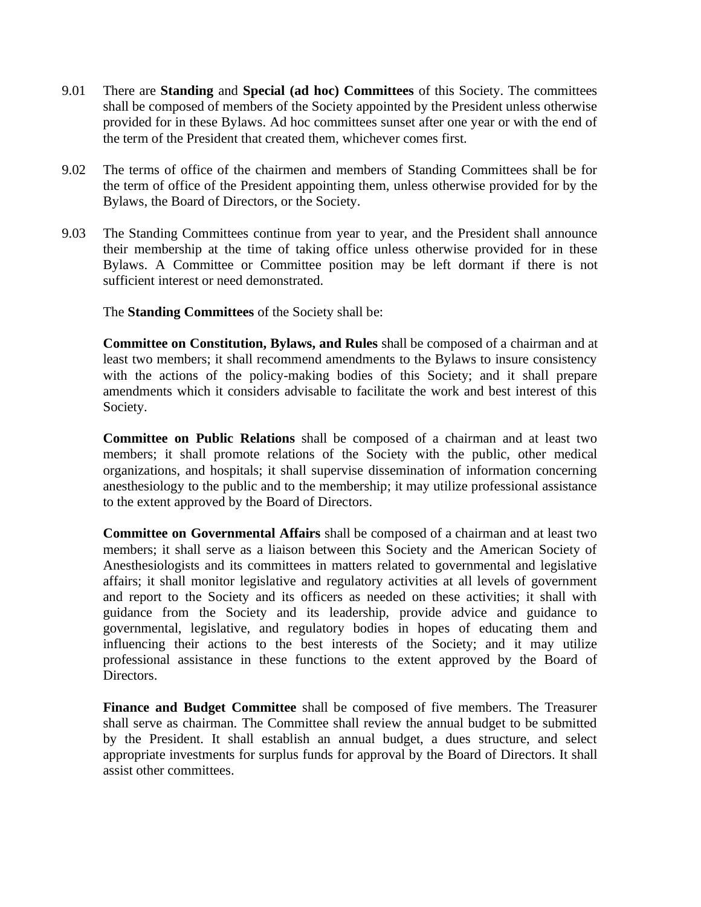9.01 There are **Standing** and **Special (ad hoc) Committees** of this Society. The committees shall be composed of members of the Society appointed by the President unless otherwise provided for in these Bylaws. Ad hoc committees sunset after one year or with the end of the term of the President that created them, whichever comes first.

9.02 The terms of office of the chairmen and members of Standing Committees shall be for the term of office of the President appointing them, unless otherwise provided for by the Bylaws, the Board of Directors, or the Society.

9.03 The Standing Committees continue from year to year, and the President shall announce their membership at the time of taking office unless otherwise provided for in these Bylaws. A Committee or Committee position may be left dormant if there is not sufficient interest or need demonstrated.

The **Standing Committees** of the Society shall be:

**Committee on Constitution, Bylaws, and Rules** shall be composed of a chairman and at least two members; it shall recommend amendments to the Bylaws to insure consistency with the actions of the policy-making bodies of this Society; and it shall prepare amendments which it considers advisable to facilitate the work and best interest of this Society.

**Committee on Public Relations** shall be composed of a chairman and at least two members; it shall promote relations of the Society with the public, other medical organizations, and hospitals; it shall supervise dissemination of information concerning anesthesiology to the public and to the membership; it may utilize professional assistance to the extent approved by the Board of Directors.

**Committee on Governmental Affairs** shall be composed of a chairman and at least two members; it shall serve as a liaison between this Society and the American Society of Anesthesiologists and its committees in matters related to governmental and legislative affairs; it shall monitor legislative and regulatory activities at all levels of government and report to the Society and its officers as needed on these activities; it shall with guidance from the Society and its leadership, provide advice and guidance to governmental, legislative, and regulatory bodies in hopes of educating them and influencing their actions to the best interests of the Society; and it may utilize professional assistance in these functions to the extent approved by the Board of Directors.

**Finance and Budget Committee** shall be composed of five members. The Treasurer shall serve as chairman. The Committee shall review the annual budget to be submitted by the President. It shall establish an annual budget, a dues structure, and select appropriate investments for surplus funds for approval by the Board of Directors. It shall assist other committees.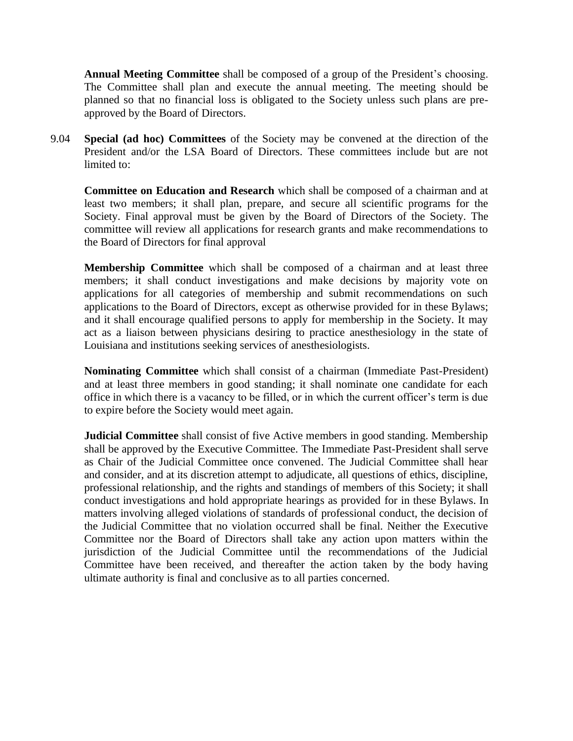**Annual Meeting Committee** shall be composed of a group of the President's choosing. The Committee shall plan and execute the annual meeting. The meeting should be planned so that no financial loss is obligated to the Society unless such plans are pre-approved by the Board of Directors.

9.04 **Special (ad hoc) Committees** of the Society may be convened at the direction of the President and/or the LSA Board of Directors. These committees include but are not limited to:

**Committee on Education and Research** which shall be composed of a chairman and at least two members; it shall plan, prepare, and secure all scientific programs for the Society. Final approval must be given by the Board of Directors of the Society. The committee will review all applications for research grants and make recommendations to the Board of Directors for final approval

**Membership Committee** which shall be composed of a chairman and at least three members; it shall conduct investigations and make decisions by majority vote on applications for all categories of membership and submit recommendations on such applications to the Board of Directors, except as otherwise provided for in these Bylaws; and it shall encourage qualified persons to apply for membership in the Society. It may act as a liaison between physicians desiring to practice anesthesiology in the state of Louisiana and institutions seeking services of anesthesiologists.

**Nominating Committee** which shall consist of a chairman (Immediate Past-President) and at least three members in good standing; it shall nominate one candidate for each office in which there is a vacancy to be filled, or in which the current officer's term is due to expire before the Society would meet again.

**Judicial Committee** shall consist of five Active members in good standing. Membership shall be approved by the Executive Committee. The Immediate Past-President shall serve as Chair of the Judicial Committee once convened. The Judicial Committee shall hear and consider, and at its discretion attempt to adjudicate, all questions of ethics, discipline, professional relationship, and the rights and standings of members of this Society; it shall conduct investigations and hold appropriate hearings as provided for in these Bylaws. In matters involving alleged violations of standards of professional conduct, the decision of the Judicial Committee that no violation occurred shall be final. Neither the Executive Committee nor the Board of Directors shall take any action upon matters within the jurisdiction of the Judicial Committee until the recommendations of the Judicial Committee have been received, and thereafter the action taken by the body having ultimate authority is final and conclusive as to all parties concerned.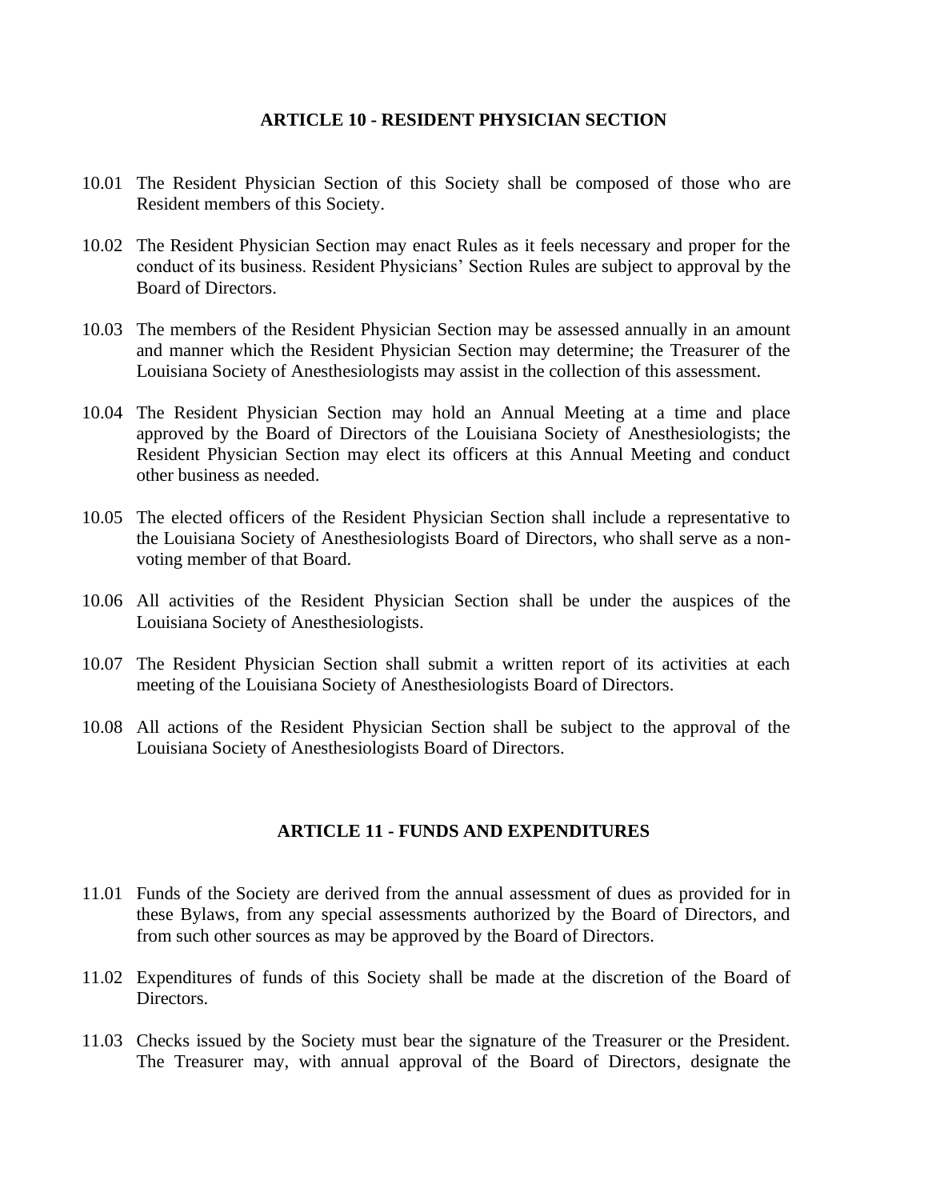## ARTICLE 10 - RESIDENT PHYSICIAN SECTION

10.01 The Resident Physician Section of this Society shall be composed of those who are Resident members of this Society.

10.02 The Resident Physician Section may enact Rules as it feels necessary and proper for the conduct of its business. Resident Physicians' Section Rules are subject to approval by the Board of Directors.

10.03 The members of the Resident Physician Section may be assessed annually in an amount and manner which the Resident Physician Section may determine; the Treasurer of the Louisiana Society of Anesthesiologists may assist in the collection of this assessment.

10.04 The Resident Physician Section may hold an Annual Meeting at a time and place approved by the Board of Directors of the Louisiana Society of Anesthesiologists; the Resident Physician Section may elect its officers at this Annual Meeting and conduct other business as needed.

10.05 The elected officers of the Resident Physician Section shall include a representative to the Louisiana Society of Anesthesiologists Board of Directors, who shall serve as a non-voting member of that Board.

10.06 All activities of the Resident Physician Section shall be under the auspices of the Louisiana Society of Anesthesiologists.

10.07 The Resident Physician Section shall submit a written report of its activities at each meeting of the Louisiana Society of Anesthesiologists Board of Directors.

10.08 All actions of the Resident Physician Section shall be subject to the approval of the Louisiana Society of Anesthesiologists Board of Directors.

## ARTICLE 11 - FUNDS AND EXPENDITURES

11.01 Funds of the Society are derived from the annual assessment of dues as provided for in these Bylaws, from any special assessments authorized by the Board of Directors, and from such other sources as may be approved by the Board of Directors.

11.02 Expenditures of funds of this Society shall be made at the discretion of the Board of Directors.

11.03 Checks issued by the Society must bear the signature of the Treasurer or the President. The Treasurer may, with annual approval of the Board of Directors, designate the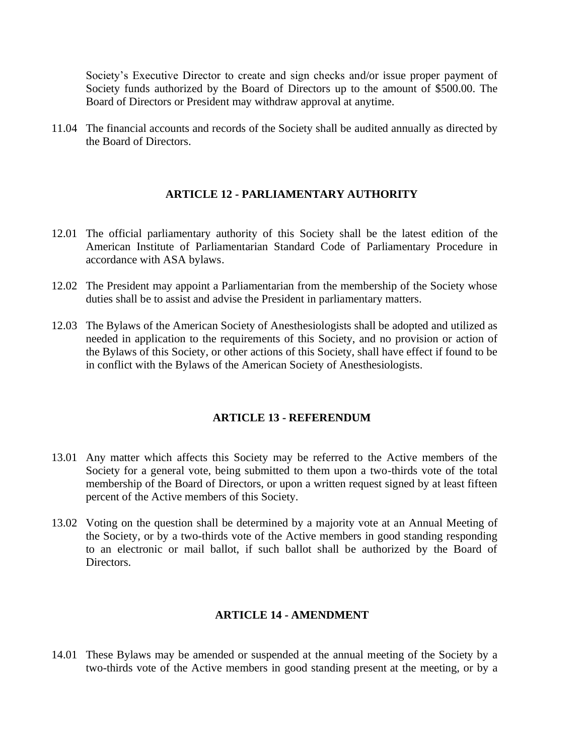Society's Executive Director to create and sign checks and/or issue proper payment of Society funds authorized by the Board of Directors up to the amount of $500.00. The Board of Directors or President may withdraw approval at anytime.

11.04 The financial accounts and records of the Society shall be audited annually as directed by the Board of Directors.

## ARTICLE 12 - PARLIAMENTARY AUTHORITY

12.01 The official parliamentary authority of this Society shall be the latest edition of the American Institute of Parliamentarian Standard Code of Parliamentary Procedure in accordance with ASA bylaws.

12.02 The President may appoint a Parliamentarian from the membership of the Society whose duties shall be to assist and advise the President in parliamentary matters.

12.03 The Bylaws of the American Society of Anesthesiologists shall be adopted and utilized as needed in application to the requirements of this Society, and no provision or action of the Bylaws of this Society, or other actions of this Society, shall have effect if found to be in conflict with the Bylaws of the American Society of Anesthesiologists.

## ARTICLE 13 - REFERENDUM

13.01 Any matter which affects this Society may be referred to the Active members of the Society for a general vote, being submitted to them upon a two-thirds vote of the total membership of the Board of Directors, or upon a written request signed by at least fifteen percent of the Active members of this Society.

13.02 Voting on the question shall be determined by a majority vote at an Annual Meeting of the Society, or by a two-thirds vote of the Active members in good standing responding to an electronic or mail ballot, if such ballot shall be authorized by the Board of Directors.

## ARTICLE 14 - AMENDMENT

14.01 These Bylaws may be amended or suspended at the annual meeting of the Society by a two-thirds vote of the Active members in good standing present at the meeting, or by a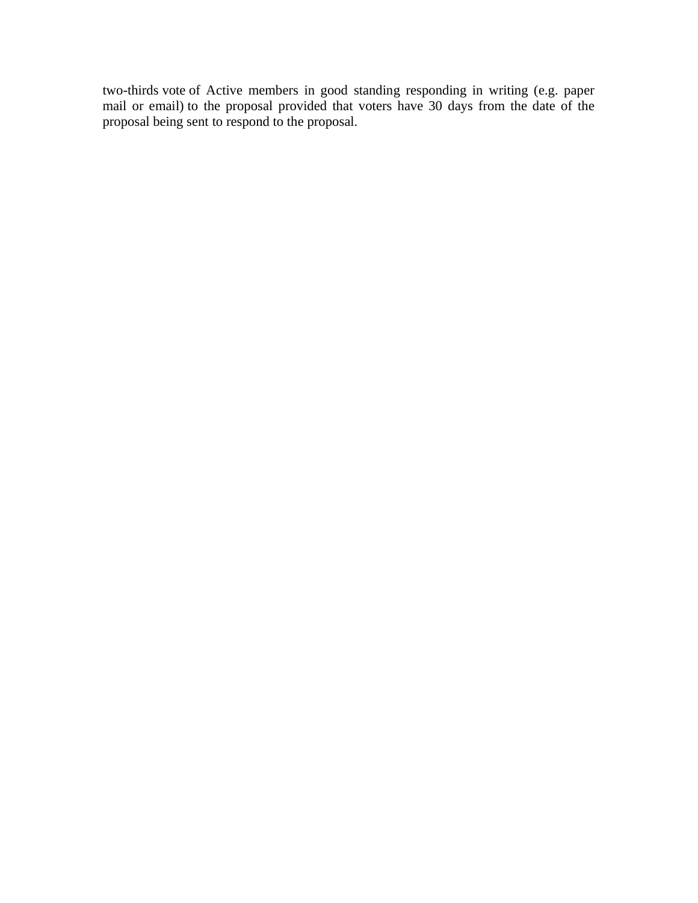two-thirds vote of Active members in good standing responding in writing (e.g. paper mail or email) to the proposal provided that voters have 30 days from the date of the proposal being sent to respond to the proposal.